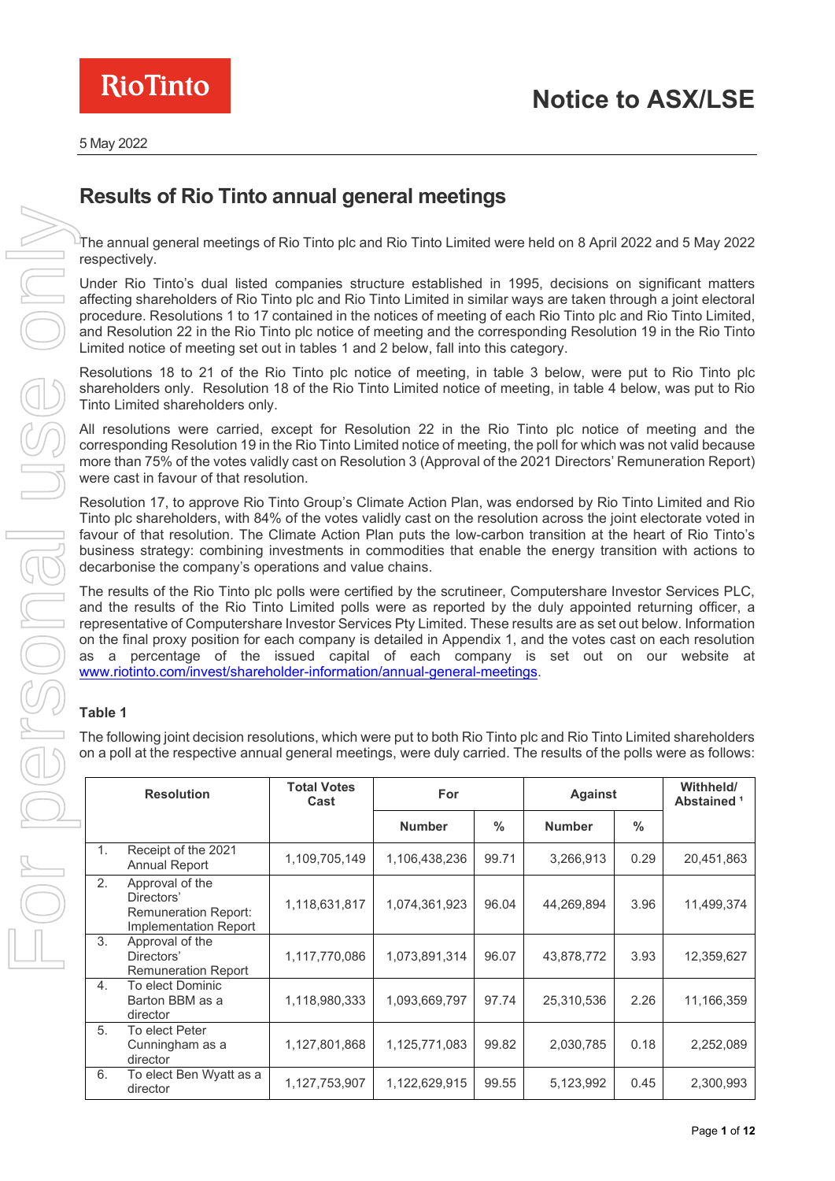Rio Tinto

# Notice to ASX/LSE

5 May 2022

## Results of Rio Tinto annual general meetings

The annual general meetings of Rio Tinto plc and Rio Tinto Limited were held on 8 April 2022 and 5 May 2022 respectively.

Under Rio Tinto's dual listed companies structure established in 1995, decisions on significant matters affecting shareholders of Rio Tinto plc and Rio Tinto Limited in similar ways are taken through a joint electoral procedure. Resolutions 1 to 17 contained in the notices of meeting of each Rio Tinto plc and Rio Tinto Limited, and Resolution 22 in the Rio Tinto plc notice of meeting and the corresponding Resolution 19 in the Rio Tinto Limited notice of meeting set out in tables 1 and 2 below, fall into this category.

Resolutions 18 to 21 of the Rio Tinto plc notice of meeting, in table 3 below, were put to Rio Tinto plc shareholders only. Resolution 18 of the Rio Tinto Limited notice of meeting, in table 4 below, was put to Rio Tinto Limited shareholders only.

All resolutions were carried, except for Resolution 22 in the Rio Tinto plc notice of meeting and the corresponding Resolution 19 in the Rio Tinto Limited notice of meeting, the poll for which was not valid because more than 75% of the votes validly cast on Resolution 3 (Approval of the 2021 Directors' Remuneration Report) were cast in favour of that resolution.

Resolution 17, to approve Rio Tinto Group's Climate Action Plan, was endorsed by Rio Tinto Limited and Rio Tinto plc shareholders, with 84% of the votes validly cast on the resolution across the joint electorate voted in favour of that resolution. The Climate Action Plan puts the low-carbon transition at the heart of Rio Tinto's business strategy: combining investments in commodities that enable the energy transition with actions to decarbonise the company's operations and value chains.

The results of the Rio Tinto plc polls were certified by the scrutineer, Computershare Investor Services PLC, and the results of the Rio Tinto Limited polls were as reported by the duly appointed returning officer, a representative of Computershare Investor Services Pty Limited. These results are as set out below. Information on the final proxy position for each company is detailed in Appendix 1, and the votes cast on each resolution as a percentage of the issued capital of each company is set out on our website at www.riotinto.com/invest/shareholder-information/annual-general-meetings.

### Table 1

The following joint decision resolutions, which were put to both Rio Tinto plc and Rio Tinto Limited shareholders on a poll at the respective annual general meetings, were duly carried. The results of the polls were as follows:

| Resolution | Total Votes Cast | For | | Against | | Withheld/ Abstained [1] |
|---|---|---|---|---|---|---|
| | | Number | % | Number | % | |
| 1. Receipt of the 2021 Annual Report | 1,109,705,149 | 1,106,438,236 | 99.71 | 3,266,913 | 0.29 | 20,451,863 |
| 2. Approval of the Directors' Remuneration Report: Implementation Report | 1,118,631,817 | 1,074,361,923 | 96.04 | 44,269,894 | 3.96 | 11,499,374 |
| 3. Approval of the Directors' Remuneration Report | 1,117,770,086 | 1,073,891,314 | 96.07 | 43,878,772 | 3.93 | 12,359,627 |
| 4. To elect Dominic Barton BBM as a director | 1,118,980,333 | 1,093,669,797 | 97.74 | 25,310,536 | 2.26 | 11,166,359 |
| 5. To elect Peter Cunningham as a director | 1,127,801,868 | 1,125,771,083 | 99.82 | 2,030,785 | 0.18 | 2,252,089 |
| 6. To elect Ben Wyatt as a director | 1,127,753,907 | 1,122,629,915 | 99.55 | 5,123,992 | 0.45 | 2,300,993 |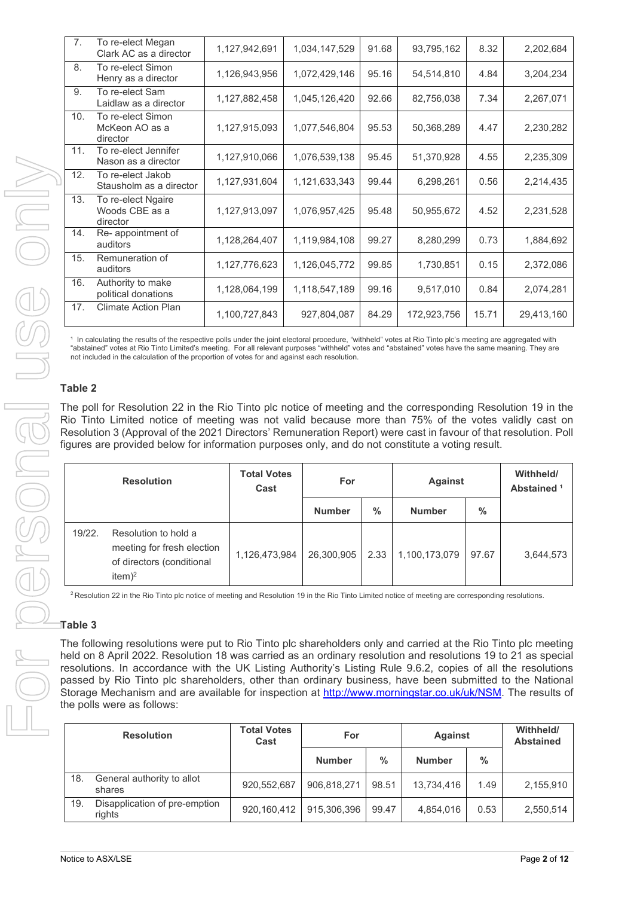| | | | | | | | |
|---|---|---|---|---|---|---|---|
| 7. | To re-elect Megan Clark AC as a director | 1,127,942,691 | 1,034,147,529 | 91.68 | 93,795,162 | 8.32 | 2,202,684 |
| 8. | To re-elect Simon Henry as a director | 1,126,943,956 | 1,072,429,146 | 95.16 | 54,514,810 | 4.84 | 3,204,234 |
| 9. | To re-elect Sam Laidlaw as a director | 1,127,882,458 | 1,045,126,420 | 92.66 | 82,756,038 | 7.34 | 2,267,071 |
| 10. | To re-elect Simon McKeon AO as a director | 1,127,915,093 | 1,077,546,804 | 95.53 | 50,368,289 | 4.47 | 2,230,282 |
| 11. | To re-elect Jennifer Nason as a director | 1,127,910,066 | 1,076,539,138 | 95.45 | 51,370,928 | 4.55 | 2,235,309 |
| 12. | To re-elect Jakob Stausholm as a director | 1,127,931,604 | 1,121,633,343 | 99.44 | 6,298,261 | 0.56 | 2,214,435 |
| 13. | To re-elect Ngaire Woods CBE as a director | 1,127,913,097 | 1,076,957,425 | 95.48 | 50,955,672 | 4.52 | 2,231,528 |
| 14. | Re- appointment of auditors | 1,128,264,407 | 1,119,984,108 | 99.27 | 8,280,299 | 0.73 | 1,884,692 |
| 15. | Remuneration of auditors | 1,127,776,623 | 1,126,045,772 | 99.85 | 1,730,851 | 0.15 | 2,372,086 |
| 16. | Authority to make political donations | 1,128,064,199 | 1,118,547,189 | 99.16 | 9,517,010 | 0.84 | 2,074,281 |
| 17. | Climate Action Plan | 1,100,727,843 | 927,804,087 | 84.29 | 172,923,756 | 15.71 | 29,413,160 |

[1] In calculating the results of the respective polls under the joint electoral procedure, "withheld" votes at Rio Tinto plc's meeting are aggregated with "abstained" votes at Rio Tinto Limited's meeting. For all relevant purposes "withheld" votes and "abstained" votes have the same meaning. They are not included in the calculation of the proportion of votes for and against each resolution.

### Table 2

The poll for Resolution 22 in the Rio Tinto plc notice of meeting and the corresponding Resolution 19 in the Rio Tinto Limited notice of meeting was not valid because more than 75% of the votes validly cast on Resolution 3 (Approval of the 2021 Directors' Remuneration Report) were cast in favour of that resolution. Poll figures are provided below for information purposes only, and do not constitute a voting result.

| Resolution | | Total Votes Cast | For | | Against | | Withheld/ Abstained [1] |
|---|---|---|---|---|---|---|---|
| | | | Number | % | Number | % | |
| 19/22. | Resolution to hold a meeting for fresh election of directors (conditional item)[2] | 1,126,473,984 | 26,300,905 | 2.33 | 1,100,173,079 | 97.67 | 3,644,573 |

[2] Resolution 22 in the Rio Tinto plc notice of meeting and Resolution 19 in the Rio Tinto Limited notice of meeting are corresponding resolutions.

### Table 3

The following resolutions were put to Rio Tinto plc shareholders only and carried at the Rio Tinto plc meeting held on 8 April 2022. Resolution 18 was carried as an ordinary resolution and resolutions 19 to 21 as special resolutions. In accordance with the UK Listing Authority's Listing Rule 9.6.2, copies of all the resolutions passed by Rio Tinto plc shareholders, other than ordinary business, have been submitted to the National Storage Mechanism and are available for inspection at http://www.morningstar.co.uk/uk/NSM. The results of the polls were as follows:

| Resolution | | Total Votes Cast | For | | Against | | Withheld/ Abstained |
|---|---|---|---|---|---|---|---|
| | | | Number | % | Number | % | |
| 18. | General authority to allot shares | 920,552,687 | 906,818,271 | 98.51 | 13,734,416 | 1.49 | 2,155,910 |
| 19. | Disapplication of pre-emption rights | 920,160,412 | 915,306,396 | 99.47 | 4,854,016 | 0.53 | 2,550,514 |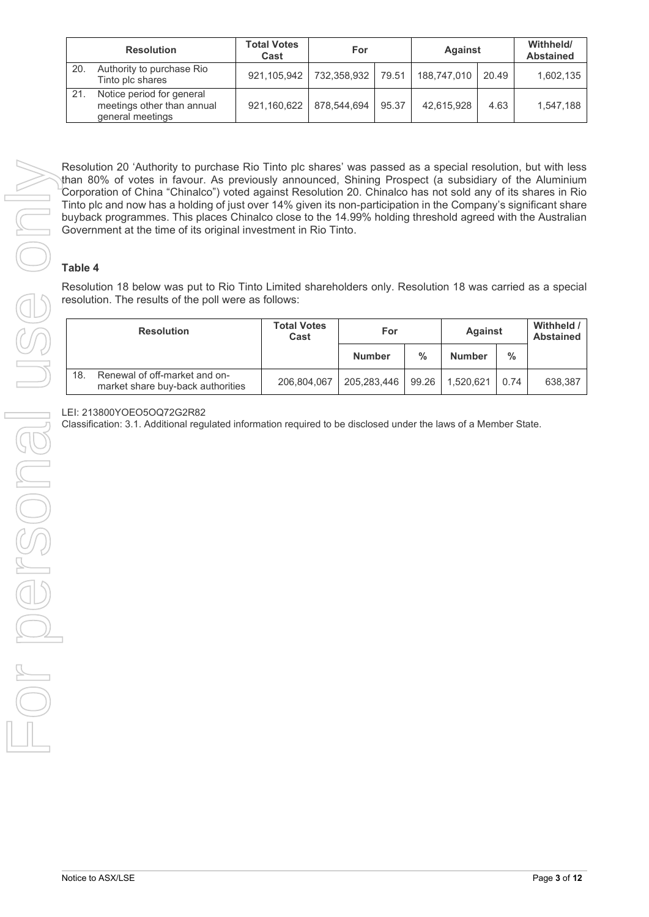| Resolution | Total Votes Cast | For | | Against | | Withheld/ Abstained |
|---|---|---|---|---|---|---|
| 20. Authority to purchase Rio Tinto plc shares | 921,105,942 | 732,358,932 | 79.51 | 188,747,010 | 20.49 | 1,602,135 |
| 21. Notice period for general meetings other than annual general meetings | 921,160,622 | 878,544,694 | 95.37 | 42,615,928 | 4.63 | 1,547,188 |

Resolution 20 'Authority to purchase Rio Tinto plc shares' was passed as a special resolution, but with less than 80% of votes in favour. As previously announced, Shining Prospect (a subsidiary of the Aluminium Corporation of China "Chinalco") voted against Resolution 20. Chinalco has not sold any of its shares in Rio Tinto plc and now has a holding of just over 14% given its non-participation in the Company's significant share buyback programmes. This places Chinalco close to the 14.99% holding threshold agreed with the Australian Government at the time of its original investment in Rio Tinto.

**Table 4**

Resolution 18 below was put to Rio Tinto Limited shareholders only. Resolution 18 was carried as a special resolution. The results of the poll were as follows:

| Resolution | Total Votes Cast | For | | Against | | Withheld / Abstained |
|---|---|---|---|---|---|---|
| | | Number | % | Number | % | |
| 18. Renewal of off-market and on-market share buy-back authorities | 206,804,067 | 205,283,446 | 99.26 | 1,520,621 | 0.74 | 638,387 |

LEI: 213800YOEO5OQ72G2R82

Classification: 3.1. Additional regulated information required to be disclosed under the laws of a Member State.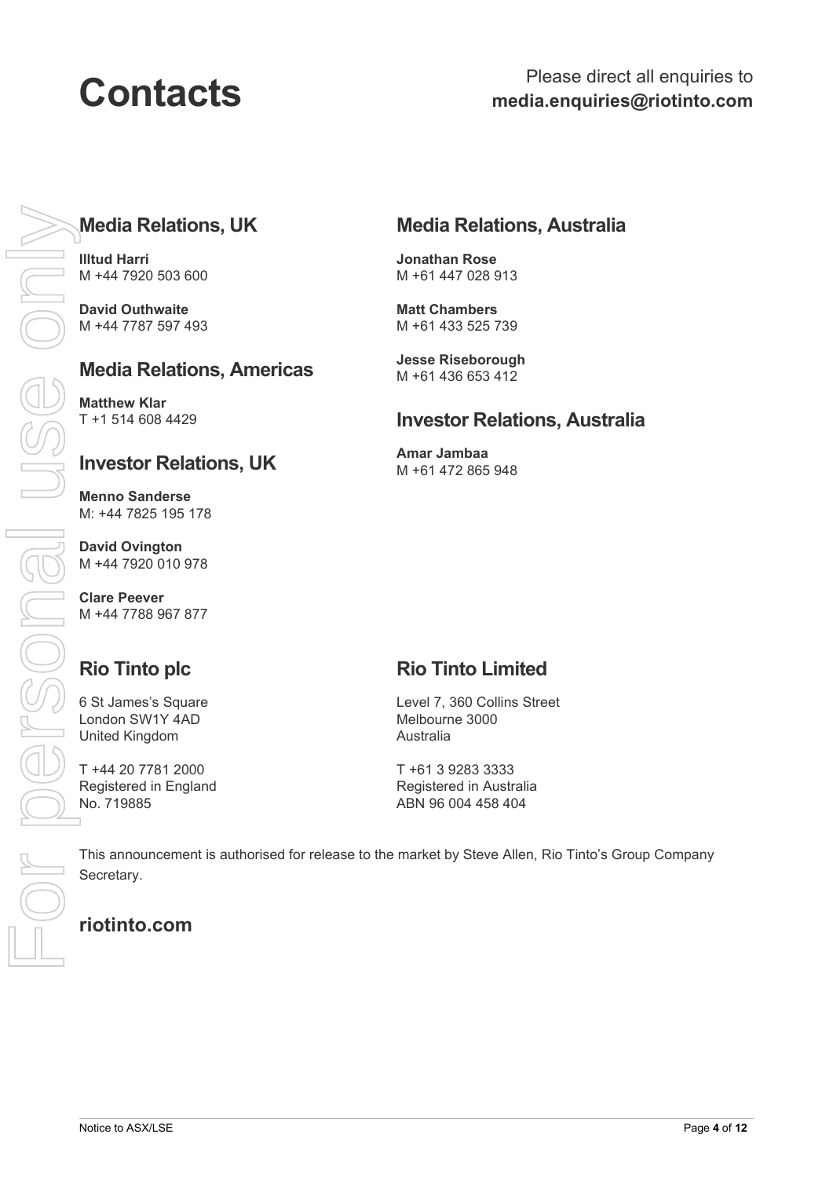# Contacts

Please direct all enquiries to
**media.enquiries@riotinto.com**

## Media Relations, UK

**Illtud Harri**
M +44 7920 503 600

**David Outhwaite**
M +44 7787 597 493

## Media Relations, Americas

**Matthew Klar**
T +1 514 608 4429

## Investor Relations, UK

**Menno Sanderse**
M: +44 7825 195 178

**David Ovington**
M +44 7920 010 978

**Clare Peever**
M +44 7788 967 877

## Media Relations, Australia

**Jonathan Rose**
M +61 447 028 913

**Matt Chambers**
M +61 433 525 739

**Jesse Riseborough**
M +61 436 653 412

## Investor Relations, Australia

**Amar Jambaa**
M +61 472 865 948

## Rio Tinto plc

6 St James's Square
London SW1Y 4AD
United Kingdom

T +44 20 7781 2000
Registered in England
No. 719885

## Rio Tinto Limited

Level 7, 360 Collins Street
Melbourne 3000
Australia

T +61 3 9283 3333
Registered in Australia
ABN 96 004 458 404

This announcement is authorised for release to the market by Steve Allen, Rio Tinto's Group Company Secretary.

**riotinto.com**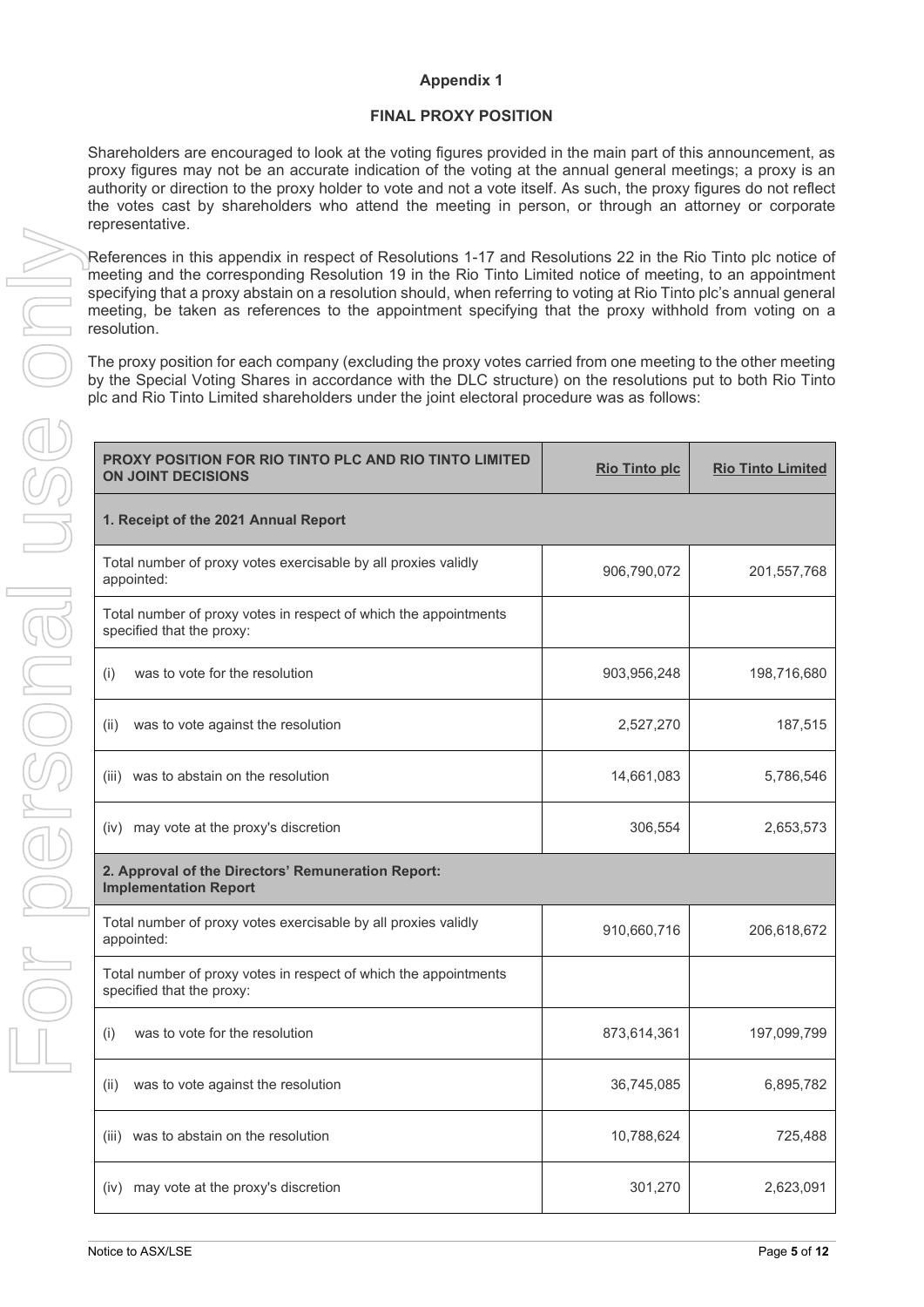## Appendix 1

## FINAL PROXY POSITION

Shareholders are encouraged to look at the voting figures provided in the main part of this announcement, as proxy figures may not be an accurate indication of the voting at the annual general meetings; a proxy is an authority or direction to the proxy holder to vote and not a vote itself. As such, the proxy figures do not reflect the votes cast by shareholders who attend the meeting in person, or through an attorney or corporate representative.

References in this appendix in respect of Resolutions 1-17 and Resolutions 22 in the Rio Tinto plc notice of meeting and the corresponding Resolution 19 in the Rio Tinto Limited notice of meeting, to an appointment specifying that a proxy abstain on a resolution should, when referring to voting at Rio Tinto plc's annual general meeting, be taken as references to the appointment specifying that the proxy withhold from voting on a resolution.

The proxy position for each company (excluding the proxy votes carried from one meeting to the other meeting by the Special Voting Shares in accordance with the DLC structure) on the resolutions put to both Rio Tinto plc and Rio Tinto Limited shareholders under the joint electoral procedure was as follows:

| PROXY POSITION FOR RIO TINTO PLC AND RIO TINTO LIMITED ON JOINT DECISIONS | Rio Tinto plc | Rio Tinto Limited |
|---|---|---|
| **1. Receipt of the 2021 Annual Report** | | |
| Total number of proxy votes exercisable by all proxies validly appointed: | 906,790,072 | 201,557,768 |
| Total number of proxy votes in respect of which the appointments specified that the proxy: | | |
| (i) was to vote for the resolution | 903,956,248 | 198,716,680 |
| (ii) was to vote against the resolution | 2,527,270 | 187,515 |
| (iii) was to abstain on the resolution | 14,661,083 | 5,786,546 |
| (iv) may vote at the proxy's discretion | 306,554 | 2,653,573 |
| **2. Approval of the Directors' Remuneration Report: Implementation Report** | | |
| Total number of proxy votes exercisable by all proxies validly appointed: | 910,660,716 | 206,618,672 |
| Total number of proxy votes in respect of which the appointments specified that the proxy: | | |
| (i) was to vote for the resolution | 873,614,361 | 197,099,799 |
| (ii) was to vote against the resolution | 36,745,085 | 6,895,782 |
| (iii) was to abstain on the resolution | 10,788,624 | 725,488 |
| (iv) may vote at the proxy's discretion | 301,270 | 2,623,091 |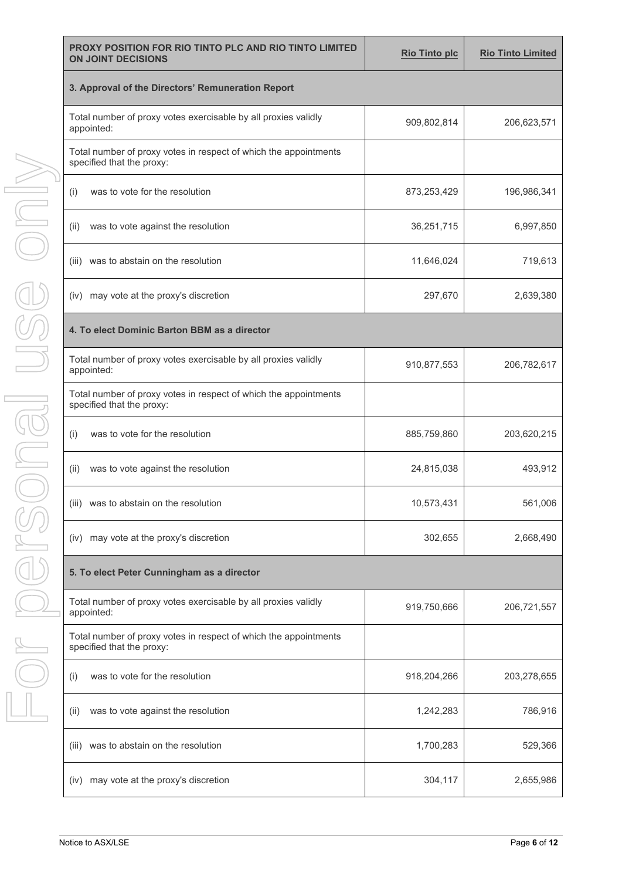| PROXY POSITION FOR RIO TINTO PLC AND RIO TINTO LIMITED ON JOINT DECISIONS | Rio Tinto plc | Rio Tinto Limited |
|---|---|---|
| **3. Approval of the Directors' Remuneration Report** | | |
| Total number of proxy votes exercisable by all proxies validly appointed: | 909,802,814 | 206,623,571 |
| Total number of proxy votes in respect of which the appointments specified that the proxy: | | |
| (i) was to vote for the resolution | 873,253,429 | 196,986,341 |
| (ii) was to vote against the resolution | 36,251,715 | 6,997,850 |
| (iii) was to abstain on the resolution | 11,646,024 | 719,613 |
| (iv) may vote at the proxy's discretion | 297,670 | 2,639,380 |
| **4. To elect Dominic Barton BBM as a director** | | |
| Total number of proxy votes exercisable by all proxies validly appointed: | 910,877,553 | 206,782,617 |
| Total number of proxy votes in respect of which the appointments specified that the proxy: | | |
| (i) was to vote for the resolution | 885,759,860 | 203,620,215 |
| (ii) was to vote against the resolution | 24,815,038 | 493,912 |
| (iii) was to abstain on the resolution | 10,573,431 | 561,006 |
| (iv) may vote at the proxy's discretion | 302,655 | 2,668,490 |
| **5. To elect Peter Cunningham as a director** | | |
| Total number of proxy votes exercisable by all proxies validly appointed: | 919,750,666 | 206,721,557 |
| Total number of proxy votes in respect of which the appointments specified that the proxy: | | |
| (i) was to vote for the resolution | 918,204,266 | 203,278,655 |
| (ii) was to vote against the resolution | 1,242,283 | 786,916 |
| (iii) was to abstain on the resolution | 1,700,283 | 529,366 |
| (iv) may vote at the proxy's discretion | 304,117 | 2,655,986 |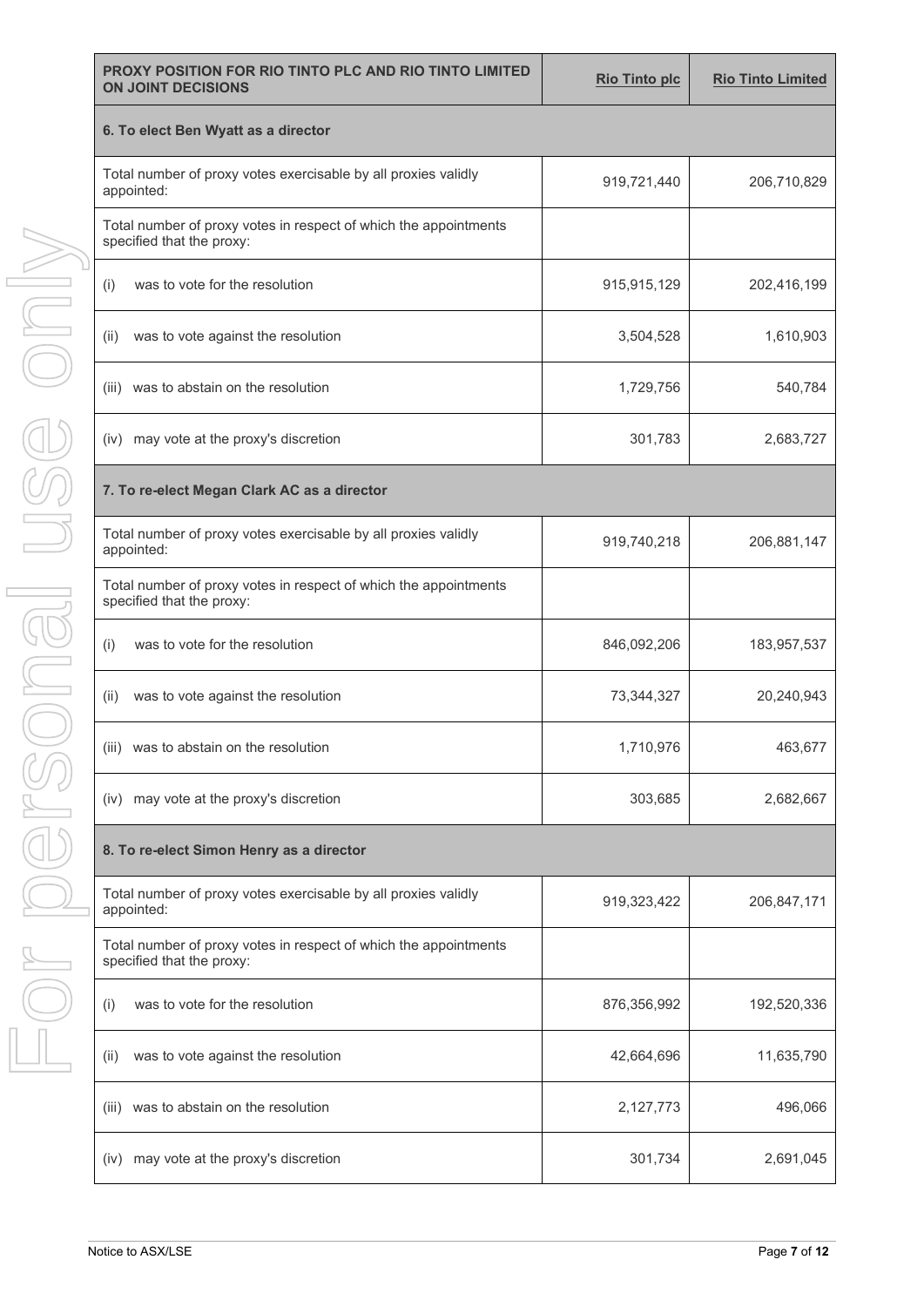| PROXY POSITION FOR RIO TINTO PLC AND RIO TINTO LIMITED ON JOINT DECISIONS | Rio Tinto plc | Rio Tinto Limited |
|---|---|---|
| **6. To elect Ben Wyatt as a director** | | |
| Total number of proxy votes exercisable by all proxies validly appointed: | 919,721,440 | 206,710,829 |
| Total number of proxy votes in respect of which the appointments specified that the proxy: | | |
| (i) was to vote for the resolution | 915,915,129 | 202,416,199 |
| (ii) was to vote against the resolution | 3,504,528 | 1,610,903 |
| (iii) was to abstain on the resolution | 1,729,756 | 540,784 |
| (iv) may vote at the proxy's discretion | 301,783 | 2,683,727 |
| **7. To re-elect Megan Clark AC as a director** | | |
| Total number of proxy votes exercisable by all proxies validly appointed: | 919,740,218 | 206,881,147 |
| Total number of proxy votes in respect of which the appointments specified that the proxy: | | |
| (i) was to vote for the resolution | 846,092,206 | 183,957,537 |
| (ii) was to vote against the resolution | 73,344,327 | 20,240,943 |
| (iii) was to abstain on the resolution | 1,710,976 | 463,677 |
| (iv) may vote at the proxy's discretion | 303,685 | 2,682,667 |
| **8. To re-elect Simon Henry as a director** | | |
| Total number of proxy votes exercisable by all proxies validly appointed: | 919,323,422 | 206,847,171 |
| Total number of proxy votes in respect of which the appointments specified that the proxy: | | |
| (i) was to vote for the resolution | 876,356,992 | 192,520,336 |
| (ii) was to vote against the resolution | 42,664,696 | 11,635,790 |
| (iii) was to abstain on the resolution | 2,127,773 | 496,066 |
| (iv) may vote at the proxy's discretion | 301,734 | 2,691,045 |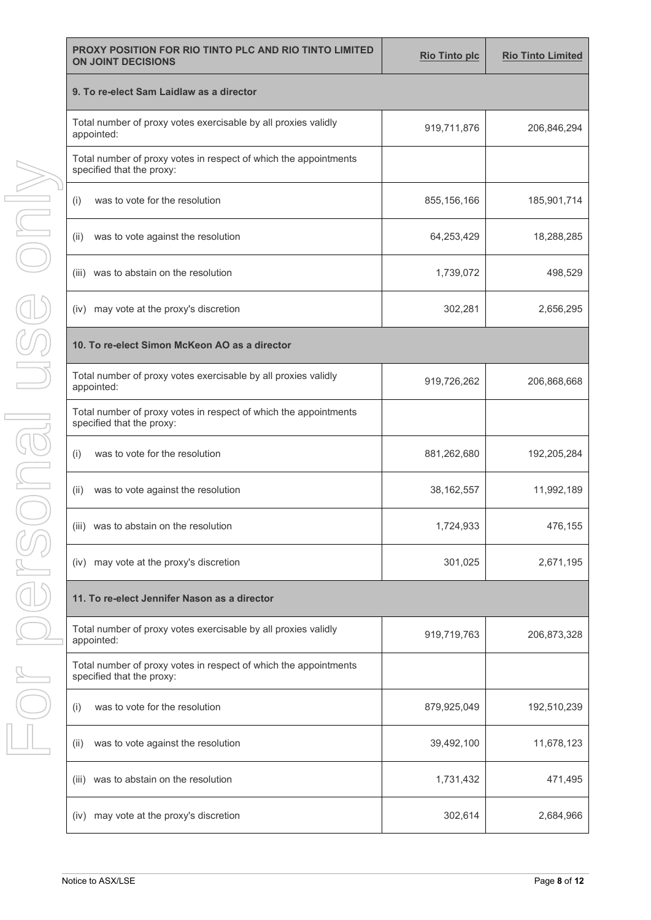| PROXY POSITION FOR RIO TINTO PLC AND RIO TINTO LIMITED ON JOINT DECISIONS | Rio Tinto plc | Rio Tinto Limited |
|---|---|---|
| **9. To re-elect Sam Laidlaw as a director** | | |
| Total number of proxy votes exercisable by all proxies validly appointed: | 919,711,876 | 206,846,294 |
| Total number of proxy votes in respect of which the appointments specified that the proxy: | | |
| (i) was to vote for the resolution | 855,156,166 | 185,901,714 |
| (ii) was to vote against the resolution | 64,253,429 | 18,288,285 |
| (iii) was to abstain on the resolution | 1,739,072 | 498,529 |
| (iv) may vote at the proxy's discretion | 302,281 | 2,656,295 |
| **10. To re-elect Simon McKeon AO as a director** | | |
| Total number of proxy votes exercisable by all proxies validly appointed: | 919,726,262 | 206,868,668 |
| Total number of proxy votes in respect of which the appointments specified that the proxy: | | |
| (i) was to vote for the resolution | 881,262,680 | 192,205,284 |
| (ii) was to vote against the resolution | 38,162,557 | 11,992,189 |
| (iii) was to abstain on the resolution | 1,724,933 | 476,155 |
| (iv) may vote at the proxy's discretion | 301,025 | 2,671,195 |
| **11. To re-elect Jennifer Nason as a director** | | |
| Total number of proxy votes exercisable by all proxies validly appointed: | 919,719,763 | 206,873,328 |
| Total number of proxy votes in respect of which the appointments specified that the proxy: | | |
| (i) was to vote for the resolution | 879,925,049 | 192,510,239 |
| (ii) was to vote against the resolution | 39,492,100 | 11,678,123 |
| (iii) was to abstain on the resolution | 1,731,432 | 471,495 |
| (iv) may vote at the proxy's discretion | 302,614 | 2,684,966 |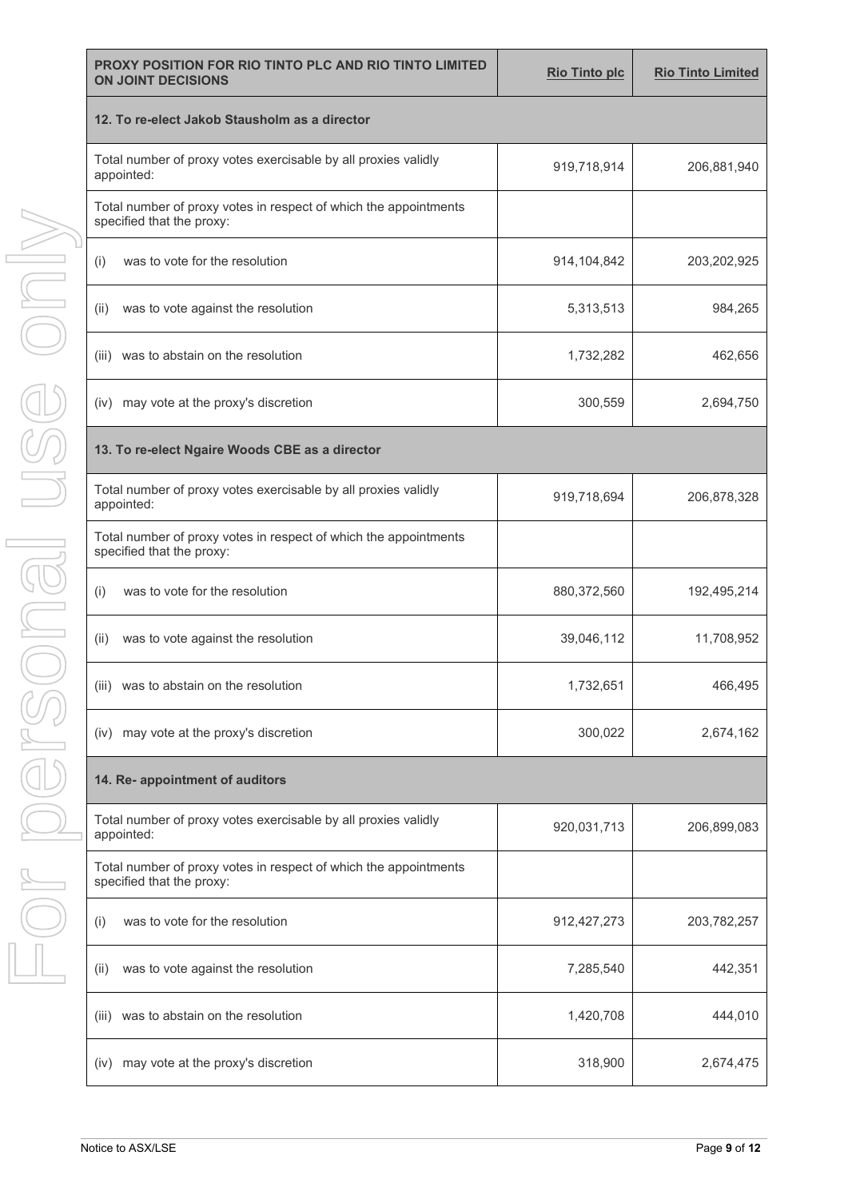| PROXY POSITION FOR RIO TINTO PLC AND RIO TINTO LIMITED ON JOINT DECISIONS | Rio Tinto plc | Rio Tinto Limited |
|---|---|---|
| **12. To re-elect Jakob Stausholm as a director** | | |
| Total number of proxy votes exercisable by all proxies validly appointed: | 919,718,914 | 206,881,940 |
| Total number of proxy votes in respect of which the appointments specified that the proxy: | | |
| (i) was to vote for the resolution | 914,104,842 | 203,202,925 |
| (ii) was to vote against the resolution | 5,313,513 | 984,265 |
| (iii) was to abstain on the resolution | 1,732,282 | 462,656 |
| (iv) may vote at the proxy's discretion | 300,559 | 2,694,750 |
| **13. To re-elect Ngaire Woods CBE as a director** | | |
| Total number of proxy votes exercisable by all proxies validly appointed: | 919,718,694 | 206,878,328 |
| Total number of proxy votes in respect of which the appointments specified that the proxy: | | |
| (i) was to vote for the resolution | 880,372,560 | 192,495,214 |
| (ii) was to vote against the resolution | 39,046,112 | 11,708,952 |
| (iii) was to abstain on the resolution | 1,732,651 | 466,495 |
| (iv) may vote at the proxy's discretion | 300,022 | 2,674,162 |
| **14. Re- appointment of auditors** | | |
| Total number of proxy votes exercisable by all proxies validly appointed: | 920,031,713 | 206,899,083 |
| Total number of proxy votes in respect of which the appointments specified that the proxy: | | |
| (i) was to vote for the resolution | 912,427,273 | 203,782,257 |
| (ii) was to vote against the resolution | 7,285,540 | 442,351 |
| (iii) was to abstain on the resolution | 1,420,708 | 444,010 |
| (iv) may vote at the proxy's discretion | 318,900 | 2,674,475 |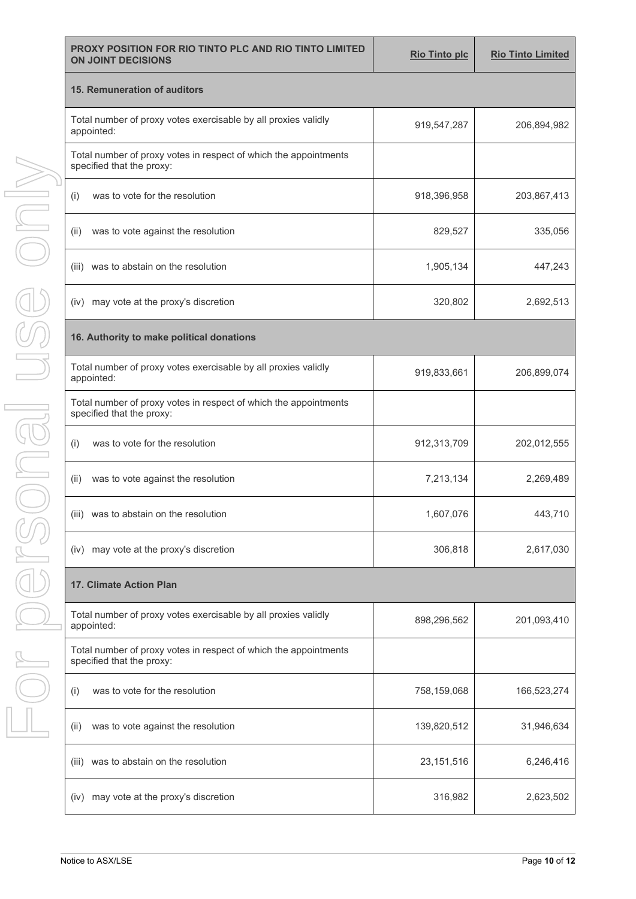| PROXY POSITION FOR RIO TINTO PLC AND RIO TINTO LIMITED ON JOINT DECISIONS | Rio Tinto plc | Rio Tinto Limited |
|---|---|---|
| **15. Remuneration of auditors** | | |
| Total number of proxy votes exercisable by all proxies validly appointed: | 919,547,287 | 206,894,982 |
| Total number of proxy votes in respect of which the appointments specified that the proxy: | | |
| (i) was to vote for the resolution | 918,396,958 | 203,867,413 |
| (ii) was to vote against the resolution | 829,527 | 335,056 |
| (iii) was to abstain on the resolution | 1,905,134 | 447,243 |
| (iv) may vote at the proxy's discretion | 320,802 | 2,692,513 |
| **16. Authority to make political donations** | | |
| Total number of proxy votes exercisable by all proxies validly appointed: | 919,833,661 | 206,899,074 |
| Total number of proxy votes in respect of which the appointments specified that the proxy: | | |
| (i) was to vote for the resolution | 912,313,709 | 202,012,555 |
| (ii) was to vote against the resolution | 7,213,134 | 2,269,489 |
| (iii) was to abstain on the resolution | 1,607,076 | 443,710 |
| (iv) may vote at the proxy's discretion | 306,818 | 2,617,030 |
| **17. Climate Action Plan** | | |
| Total number of proxy votes exercisable by all proxies validly appointed: | 898,296,562 | 201,093,410 |
| Total number of proxy votes in respect of which the appointments specified that the proxy: | | |
| (i) was to vote for the resolution | 758,159,068 | 166,523,274 |
| (ii) was to vote against the resolution | 139,820,512 | 31,946,634 |
| (iii) was to abstain on the resolution | 23,151,516 | 6,246,416 |
| (iv) may vote at the proxy's discretion | 316,982 | 2,623,502 |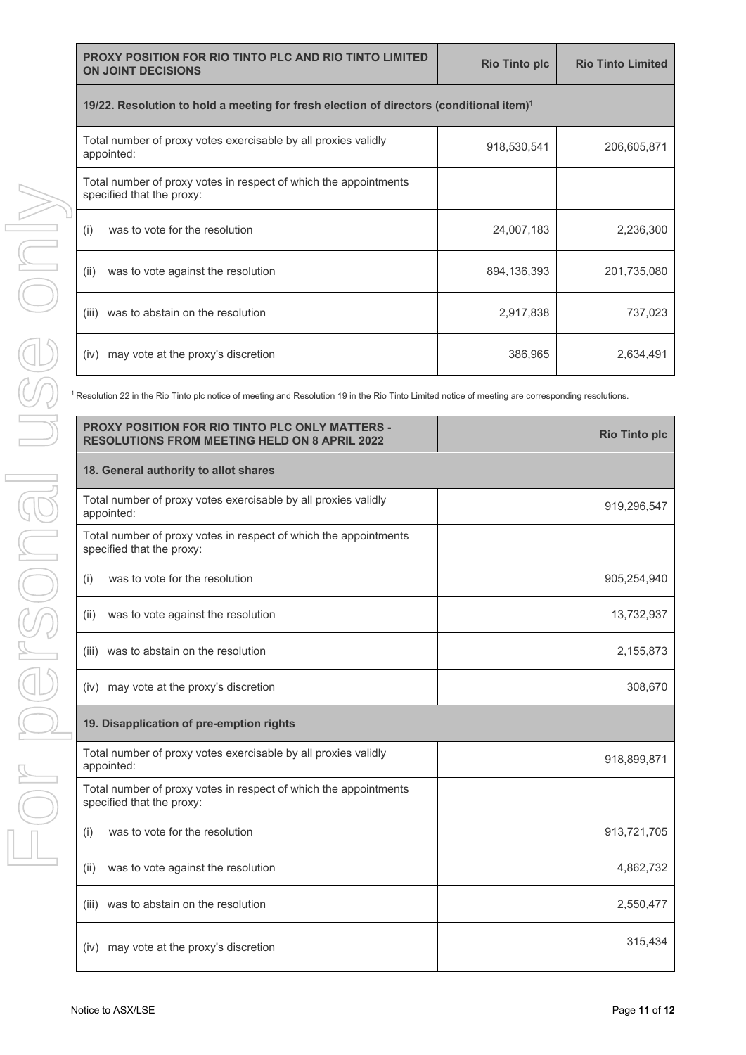| PROXY POSITION FOR RIO TINTO PLC AND RIO TINTO LIMITED ON JOINT DECISIONS | Rio Tinto plc | Rio Tinto Limited |
|---|---|---|
| **19/22. Resolution to hold a meeting for fresh election of directors (conditional item)[1]** | | |
| Total number of proxy votes exercisable by all proxies validly appointed: | 918,530,541 | 206,605,871 |
| Total number of proxy votes in respect of which the appointments specified that the proxy: | | |
| (i) was to vote for the resolution | 24,007,183 | 2,236,300 |
| (ii) was to vote against the resolution | 894,136,393 | 201,735,080 |
| (iii) was to abstain on the resolution | 2,917,838 | 737,023 |
| (iv) may vote at the proxy's discretion | 386,965 | 2,634,491 |

[1] Resolution 22 in the Rio Tinto plc notice of meeting and Resolution 19 in the Rio Tinto Limited notice of meeting are corresponding resolutions.

| PROXY POSITION FOR RIO TINTO PLC ONLY MATTERS - RESOLUTIONS FROM MEETING HELD ON 8 APRIL 2022 | Rio Tinto plc |
|---|---|
| **18. General authority to allot shares** | |
| Total number of proxy votes exercisable by all proxies validly appointed: | 919,296,547 |
| Total number of proxy votes in respect of which the appointments specified that the proxy: | |
| (i) was to vote for the resolution | 905,254,940 |
| (ii) was to vote against the resolution | 13,732,937 |
| (iii) was to abstain on the resolution | 2,155,873 |
| (iv) may vote at the proxy's discretion | 308,670 |
| **19. Disapplication of pre-emption rights** | |
| Total number of proxy votes exercisable by all proxies validly appointed: | 918,899,871 |
| Total number of proxy votes in respect of which the appointments specified that the proxy: | |
| (i) was to vote for the resolution | 913,721,705 |
| (ii) was to vote against the resolution | 4,862,732 |
| (iii) was to abstain on the resolution | 2,550,477 |
| (iv) may vote at the proxy's discretion | 315,434 |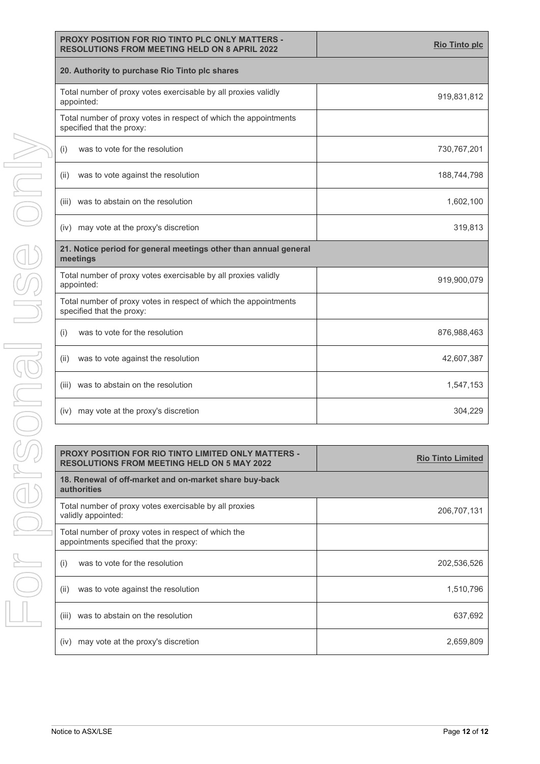| PROXY POSITION FOR RIO TINTO PLC ONLY MATTERS - RESOLUTIONS FROM MEETING HELD ON 8 APRIL 2022 | Rio Tinto plc |
|---|---|
| **20. Authority to purchase Rio Tinto plc shares** | |
| Total number of proxy votes exercisable by all proxies validly appointed: | 919,831,812 |
| Total number of proxy votes in respect of which the appointments specified that the proxy: | |
| (i) was to vote for the resolution | 730,767,201 |
| (ii) was to vote against the resolution | 188,744,798 |
| (iii) was to abstain on the resolution | 1,602,100 |
| (iv) may vote at the proxy's discretion | 319,813 |
| **21. Notice period for general meetings other than annual general meetings** | |
| Total number of proxy votes exercisable by all proxies validly appointed: | 919,900,079 |
| Total number of proxy votes in respect of which the appointments specified that the proxy: | |
| (i) was to vote for the resolution | 876,988,463 |
| (ii) was to vote against the resolution | 42,607,387 |
| (iii) was to abstain on the resolution | 1,547,153 |
| (iv) may vote at the proxy's discretion | 304,229 |

| PROXY POSITION FOR RIO TINTO LIMITED ONLY MATTERS - RESOLUTIONS FROM MEETING HELD ON 5 MAY 2022 | Rio Tinto Limited |
|---|---|
| **18. Renewal of off-market and on-market share buy-back authorities** | |
| Total number of proxy votes exercisable by all proxies validly appointed: | 206,707,131 |
| Total number of proxy votes in respect of which the appointments specified that the proxy: | |
| (i) was to vote for the resolution | 202,536,526 |
| (ii) was to vote against the resolution | 1,510,796 |
| (iii) was to abstain on the resolution | 637,692 |
| (iv) may vote at the proxy's discretion | 2,659,809 |

Notice to ASX/LSE